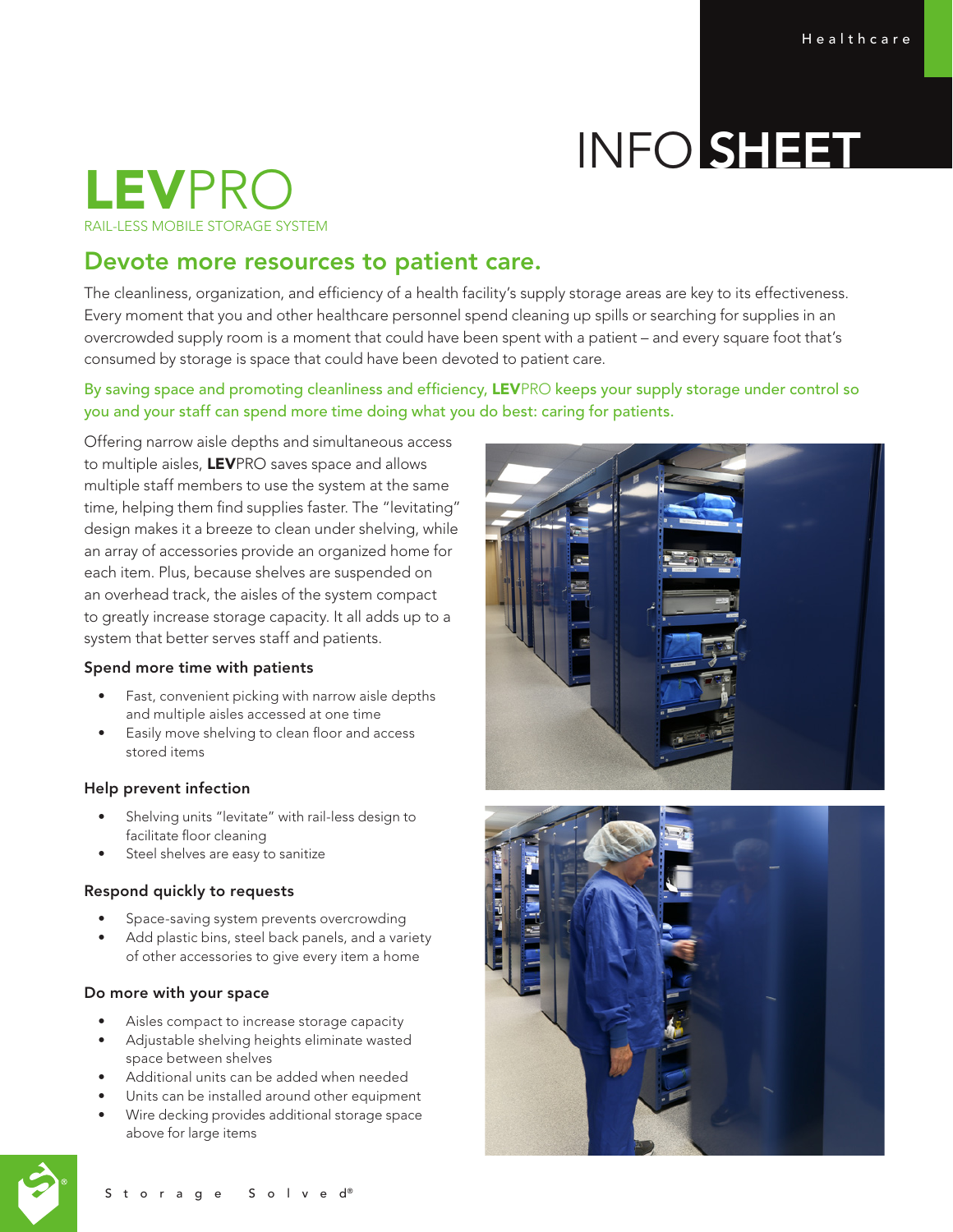# INFO SHEET

# **LEV**PRO

RAIL-LESS MOBILE STORAGE SYSTEM

## Devote more resources to patient care.

The cleanliness, organization, and efficiency of a health facility's supply storage areas are key to its effectiveness. Every moment that you and other healthcare personnel spend cleaning up spills or searching for supplies in an overcrowded supply room is a moment that could have been spent with a patient – and every square foot that's consumed by storage is space that could have been devoted to patient care.

By saving space and promoting cleanliness and efficiency, **LEV**PRO keeps your supply storage under control so you and your staff can spend more time doing what you do best: caring for patients.

Offering narrow aisle depths and simultaneous access to multiple aisles, **LEV**PRO saves space and allows multiple staff members to use the system at the same time, helping them find supplies faster. The "levitating" design makes it a breeze to clean under shelving, while an array of accessories provide an organized home for each item. Plus, because shelves are suspended on an overhead track, the aisles of the system compact to greatly increase storage capacity. It all adds up to a system that better serves staff and patients.

### Spend more time with patients

- Fast, convenient picking with narrow aisle depths and multiple aisles accessed at one time
- Easily move shelving to clean floor and access stored items

### Help prevent infection

- Shelving units "levitate" with rail-less design to facilitate floor cleaning
- Steel shelves are easy to sanitize

### Respond quickly to requests

- Space-saving system prevents overcrowding
- Add plastic bins, steel back panels, and a variety of other accessories to give every item a home

### Do more with your space

- Aisles compact to increase storage capacity
- Adjustable shelving heights eliminate wasted space between shelves
- Additional units can be added when needed
- Units can be installed around other equipment
- Wire decking provides additional storage space above for large items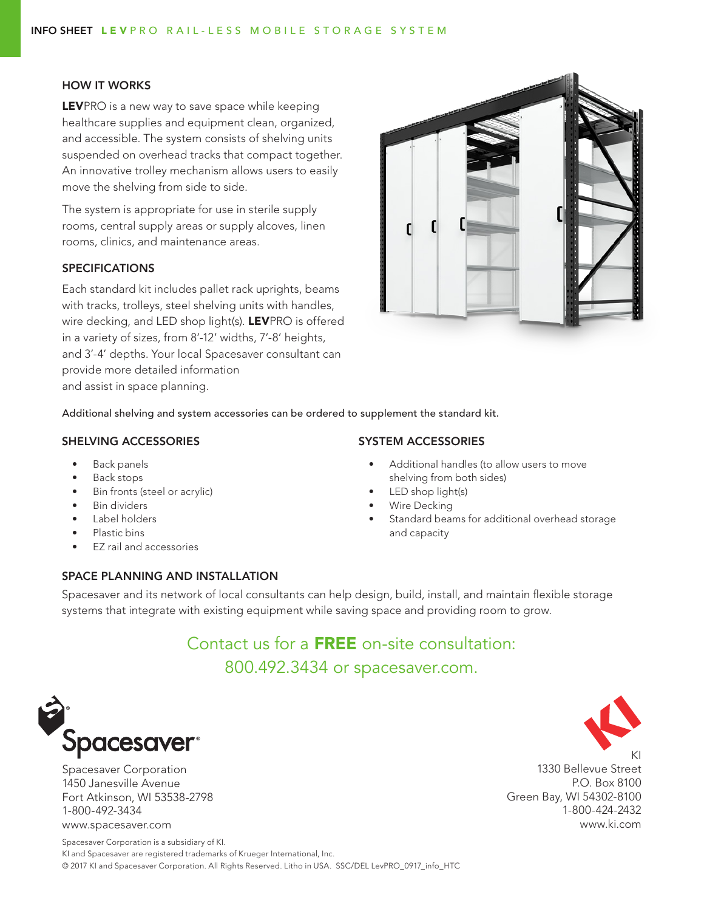**INFO SHEET LEVPRO RAIL-LESS MOBILE STORAGE SYSTEM**

## HOW IT WORKS

**LEV**PRO is a new way to save space while keeping healthcare supplies and equipment clean, organized, and accessible. The system consists of shelving units suspended on overhead tracks that compact together. An innovative trolley mechanism allows users to easily move the shelving from side to side.

The system is appropriate for use in sterile supply rooms, central supply areas or supply alcoves, linen rooms, clinics, and maintenance areas.

## SPECIFICATIONS

Each standard kit includes pallet rack uprights, beams with tracks, trolleys, steel shelving units with handles, wire decking, and LED shop light(s). **LEV**PRO is offered in a variety of sizes, from 8'-12' widths, 7'-8' heights, and 3'-4' depths. Your local Spacesaver consultant can provide more detailed information and assist in space planning.

Additional shelving and system accessories can be ordered to supplement the standard kit.

## SHELVING ACCESSORIES

- Back panels
- Back stops
- Bin fronts (steel or acrylic)
- Bin dividers
- Label holders
- Plastic bins
- EZ rail and accessories

## SYSTEM ACCESSORIES

- Additional handles (to allow users to move shelving from both sides)
- LED shop light(s)
- Wire Decking
- Standard beams for additional overhead storage and capacity

## SPACE PLANNING AND INSTALLATION

Spacesaver and its network of local consultants can help design, build, install, and maintain flexible storage systems that integrate with existing equipment while saving space and providing room to grow.

Contact us for a **FREE** on-site consultation:
800.492.3434 or spacesaver.com.

Spacesaver®

Spacesaver Corporation
1450 Janesville Avenue
Fort Atkinson, WI 53538-2798
1-800-492-3434
www.spacesaver.com

KI
1330 Bellevue Street
P.O. Box 8100
Green Bay, WI 54302-8100
1-800-424-2432
www.ki.com

Spacesaver Corporation is a subsidiary of KI.
KI and Spacesaver are registered trademarks of Krueger International, Inc.
© 2017 KI and Spacesaver Corporation. All Rights Reserved. Litho in USA. SSC/DEL LevPRO_0917_info_HTC